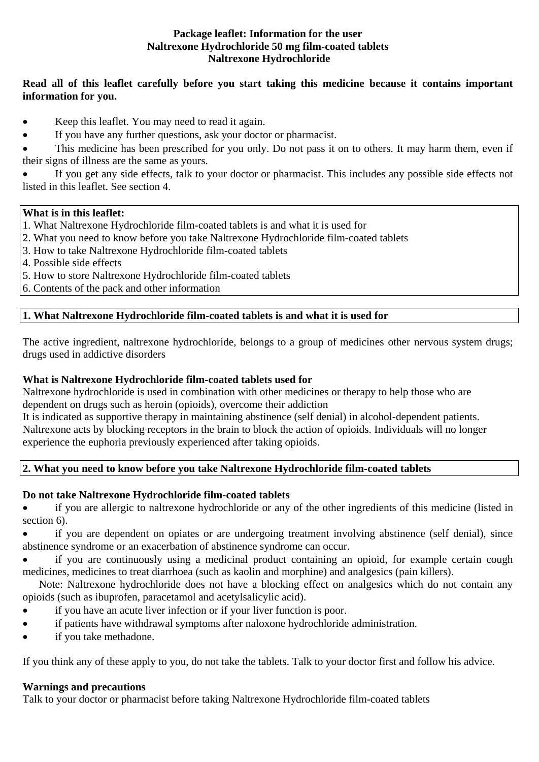**Package leaflet: Information for the user**
**Naltrexone Hydrochloride 50 mg film-coated tablets**
**Naltrexone Hydrochloride**

**Read all of this leaflet carefully before you start taking this medicine because it contains important information for you.**

- Keep this leaflet. You may need to read it again.
- If you have any further questions, ask your doctor or pharmacist.
- This medicine has been prescribed for you only. Do not pass it on to others. It may harm them, even if their signs of illness are the same as yours.
- If you get any side effects, talk to your doctor or pharmacist. This includes any possible side effects not listed in this leaflet. See section 4.

**What is in this leaflet:**
1. What Naltrexone Hydrochloride film-coated tablets is and what it is used for
2. What you need to know before you take Naltrexone Hydrochloride film-coated tablets
3. How to take Naltrexone Hydrochloride film-coated tablets
4. Possible side effects
5. How to store Naltrexone Hydrochloride film-coated tablets
6. Contents of the pack and other information

## 1. What Naltrexone Hydrochloride film-coated tablets is and what it is used for

The active ingredient, naltrexone hydrochloride, belongs to a group of medicines other nervous system drugs; drugs used in addictive disorders

**What is Naltrexone Hydrochloride film-coated tablets used for**

Naltrexone hydrochloride is used in combination with other medicines or therapy to help those who are dependent on drugs such as heroin (opioids), overcome their addiction

It is indicated as supportive therapy in maintaining abstinence (self denial) in alcohol-dependent patients.

Naltrexone acts by blocking receptors in the brain to block the action of opioids. Individuals will no longer experience the euphoria previously experienced after taking opioids.

## 2. What you need to know before you take Naltrexone Hydrochloride film-coated tablets

**Do not take Naltrexone Hydrochloride film-coated tablets**

- if you are allergic to naltrexone hydrochloride or any of the other ingredients of this medicine (listed in section 6).
- if you are dependent on opiates or are undergoing treatment involving abstinence (self denial), since abstinence syndrome or an exacerbation of abstinence syndrome can occur.
- if you are continuously using a medicinal product containing an opioid, for example certain cough medicines, medicines to treat diarrhoea (such as kaolin and morphine) and analgesics (pain killers).

  Note: Naltrexone hydrochloride does not have a blocking effect on analgesics which do not contain any opioids (such as ibuprofen, paracetamol and acetylsalicylic acid).
- if you have an acute liver infection or if your liver function is poor.
- if patients have withdrawal symptoms after naloxone hydrochloride administration.
- if you take methadone.

If you think any of these apply to you, do not take the tablets. Talk to your doctor first and follow his advice.

**Warnings and precautions**

Talk to your doctor or pharmacist before taking Naltrexone Hydrochloride film-coated tablets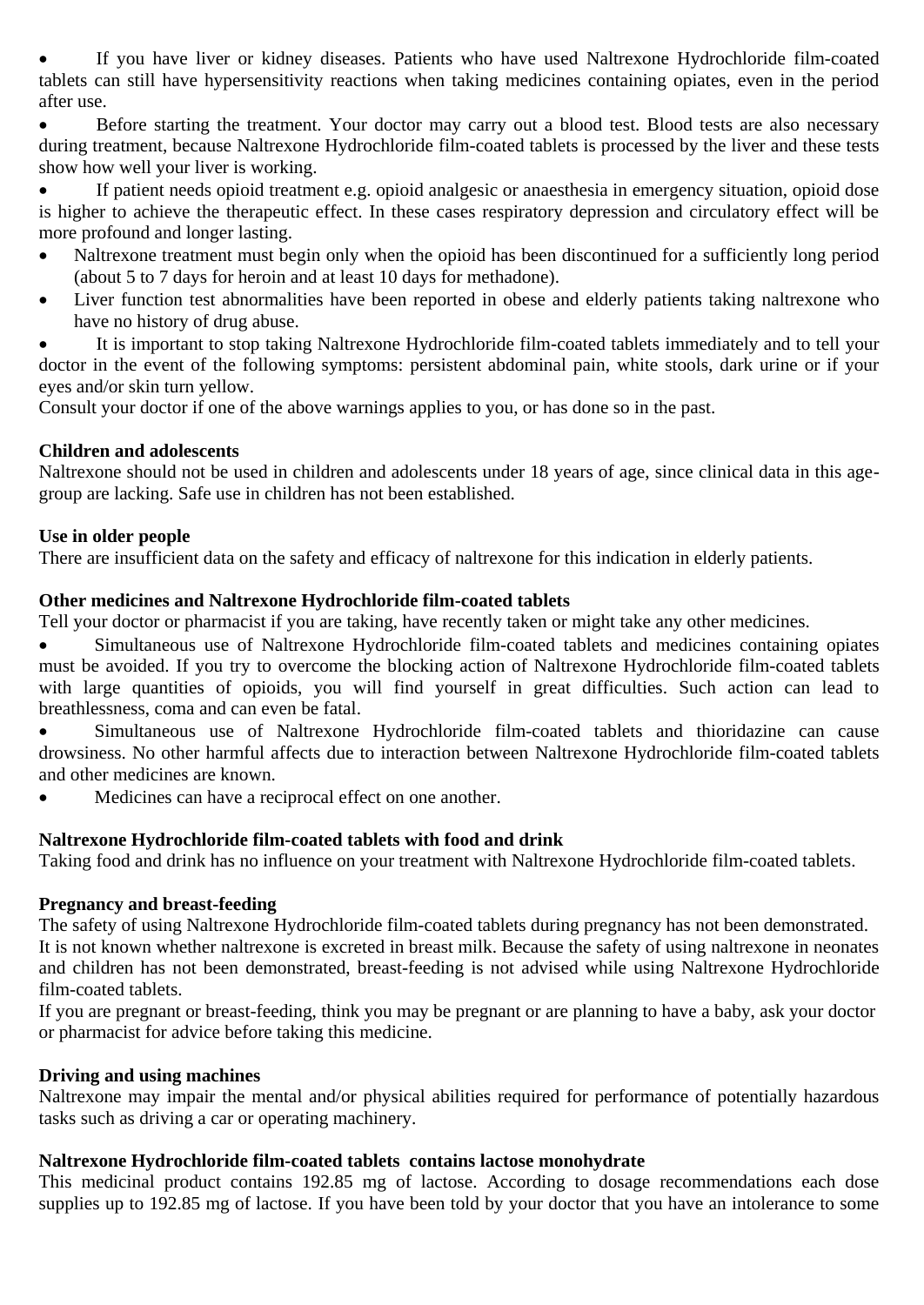- If you have liver or kidney diseases. Patients who have used Naltrexone Hydrochloride film-coated tablets can still have hypersensitivity reactions when taking medicines containing opiates, even in the period after use.
- Before starting the treatment. Your doctor may carry out a blood test. Blood tests are also necessary during treatment, because Naltrexone Hydrochloride film-coated tablets is processed by the liver and these tests show how well your liver is working.
- If patient needs opioid treatment e.g. opioid analgesic or anaesthesia in emergency situation, opioid dose is higher to achieve the therapeutic effect. In these cases respiratory depression and circulatory effect will be more profound and longer lasting.
- Naltrexone treatment must begin only when the opioid has been discontinued for a sufficiently long period (about 5 to 7 days for heroin and at least 10 days for methadone).
- Liver function test abnormalities have been reported in obese and elderly patients taking naltrexone who have no history of drug abuse.
- It is important to stop taking Naltrexone Hydrochloride film-coated tablets immediately and to tell your doctor in the event of the following symptoms: persistent abdominal pain, white stools, dark urine or if your eyes and/or skin turn yellow.

Consult your doctor if one of the above warnings applies to you, or has done so in the past.

**Children and adolescents**

Naltrexone should not be used in children and adolescents under 18 years of age, since clinical data in this age-group are lacking. Safe use in children has not been established.

**Use in older people**

There are insufficient data on the safety and efficacy of naltrexone for this indication in elderly patients.

**Other medicines and Naltrexone Hydrochloride film-coated tablets**

Tell your doctor or pharmacist if you are taking, have recently taken or might take any other medicines.

- Simultaneous use of Naltrexone Hydrochloride film-coated tablets and medicines containing opiates must be avoided. If you try to overcome the blocking action of Naltrexone Hydrochloride film-coated tablets with large quantities of opioids, you will find yourself in great difficulties. Such action can lead to breathlessness, coma and can even be fatal.
- Simultaneous use of Naltrexone Hydrochloride film-coated tablets and thioridazine can cause drowsiness. No other harmful affects due to interaction between Naltrexone Hydrochloride film-coated tablets and other medicines are known.
- Medicines can have a reciprocal effect on one another.

**Naltrexone Hydrochloride film-coated tablets with food and drink**

Taking food and drink has no influence on your treatment with Naltrexone Hydrochloride film-coated tablets.

**Pregnancy and breast-feeding**

The safety of using Naltrexone Hydrochloride film-coated tablets during pregnancy has not been demonstrated.
It is not known whether naltrexone is excreted in breast milk. Because the safety of using naltrexone in neonates and children has not been demonstrated, breast-feeding is not advised while using Naltrexone Hydrochloride film-coated tablets.
If you are pregnant or breast-feeding, think you may be pregnant or are planning to have a baby, ask your doctor or pharmacist for advice before taking this medicine.

**Driving and using machines**

Naltrexone may impair the mental and/or physical abilities required for performance of potentially hazardous tasks such as driving a car or operating machinery.

**Naltrexone Hydrochloride film-coated tablets contains lactose monohydrate**

This medicinal product contains 192.85 mg of lactose. According to dosage recommendations each dose supplies up to 192.85 mg of lactose. If you have been told by your doctor that you have an intolerance to some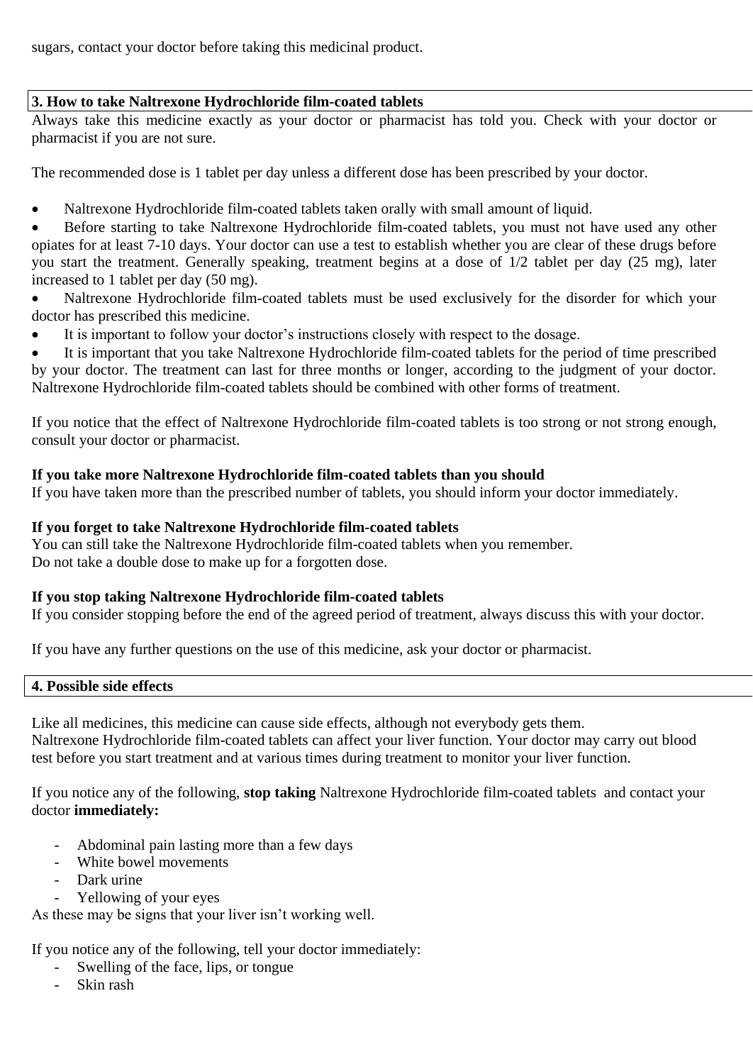sugars, contact your doctor before taking this medicinal product.

## 3. How to take Naltrexone Hydrochloride film-coated tablets

Always take this medicine exactly as your doctor or pharmacist has told you. Check with your doctor or pharmacist if you are not sure.

The recommended dose is 1 tablet per day unless a different dose has been prescribed by your doctor.

- Naltrexone Hydrochloride film-coated tablets taken orally with small amount of liquid.
- Before starting to take Naltrexone Hydrochloride film-coated tablets, you must not have used any other opiates for at least 7-10 days. Your doctor can use a test to establish whether you are clear of these drugs before you start the treatment. Generally speaking, treatment begins at a dose of 1/2 tablet per day (25 mg), later increased to 1 tablet per day (50 mg).
- Naltrexone Hydrochloride film-coated tablets must be used exclusively for the disorder for which your doctor has prescribed this medicine.
- It is important to follow your doctor's instructions closely with respect to the dosage.
- It is important that you take Naltrexone Hydrochloride film-coated tablets for the period of time prescribed by your doctor. The treatment can last for three months or longer, according to the judgment of your doctor. Naltrexone Hydrochloride film-coated tablets should be combined with other forms of treatment.

If you notice that the effect of Naltrexone Hydrochloride film-coated tablets is too strong or not strong enough, consult your doctor or pharmacist.

**If you take more Naltrexone Hydrochloride film-coated tablets than you should**
If you have taken more than the prescribed number of tablets, you should inform your doctor immediately.

**If you forget to take Naltrexone Hydrochloride film-coated tablets**
You can still take the Naltrexone Hydrochloride film-coated tablets when you remember.
Do not take a double dose to make up for a forgotten dose.

**If you stop taking Naltrexone Hydrochloride film-coated tablets**
If you consider stopping before the end of the agreed period of treatment, always discuss this with your doctor.

If you have any further questions on the use of this medicine, ask your doctor or pharmacist.

## 4. Possible side effects

Like all medicines, this medicine can cause side effects, although not everybody gets them.
Naltrexone Hydrochloride film-coated tablets can affect your liver function. Your doctor may carry out blood test before you start treatment and at various times during treatment to monitor your liver function.

If you notice any of the following, **stop taking** Naltrexone Hydrochloride film-coated tablets and contact your doctor **immediately:**

- Abdominal pain lasting more than a few days
- White bowel movements
- Dark urine
- Yellowing of your eyes

As these may be signs that your liver isn't working well.

If you notice any of the following, tell your doctor immediately:

- Swelling of the face, lips, or tongue
- Skin rash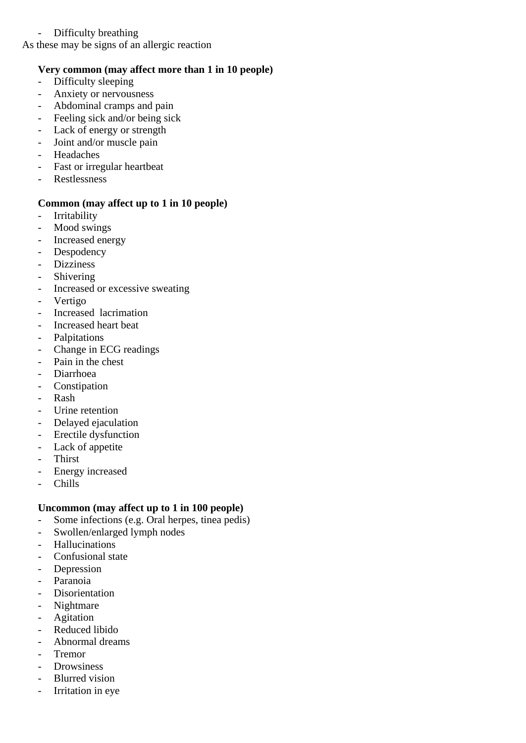- Difficulty breathing

As these may be signs of an allergic reaction

**Very common (may affect more than 1 in 10 people)**
- Difficulty sleeping
- Anxiety or nervousness
- Abdominal cramps and pain
- Feeling sick and/or being sick
- Lack of energy or strength
- Joint and/or muscle pain
- Headaches
- Fast or irregular heartbeat
- Restlessness

**Common (may affect up to 1 in 10 people)**
- Irritability
- Mood swings
- Increased energy
- Despodency
- Dizziness
- Shivering
- Increased or excessive sweating
- Vertigo
- Increased  lacrimation
- Increased heart beat
- Palpitations
- Change in ECG readings
- Pain in the chest
- Diarrhoea
- Constipation
- Rash
- Urine retention
- Delayed ejaculation
- Erectile dysfunction
- Lack of appetite
- Thirst
- Energy increased
- Chills

**Uncommon (may affect up to 1 in 100 people)**
- Some infections (e.g. Oral herpes, tinea pedis)
- Swollen/enlarged lymph nodes
- Hallucinations
- Confusional state
- Depression
- Paranoia
- Disorientation
- Nightmare
- Agitation
- Reduced libido
- Abnormal dreams
- Tremor
- Drowsiness
- Blurred vision
- Irritation in eye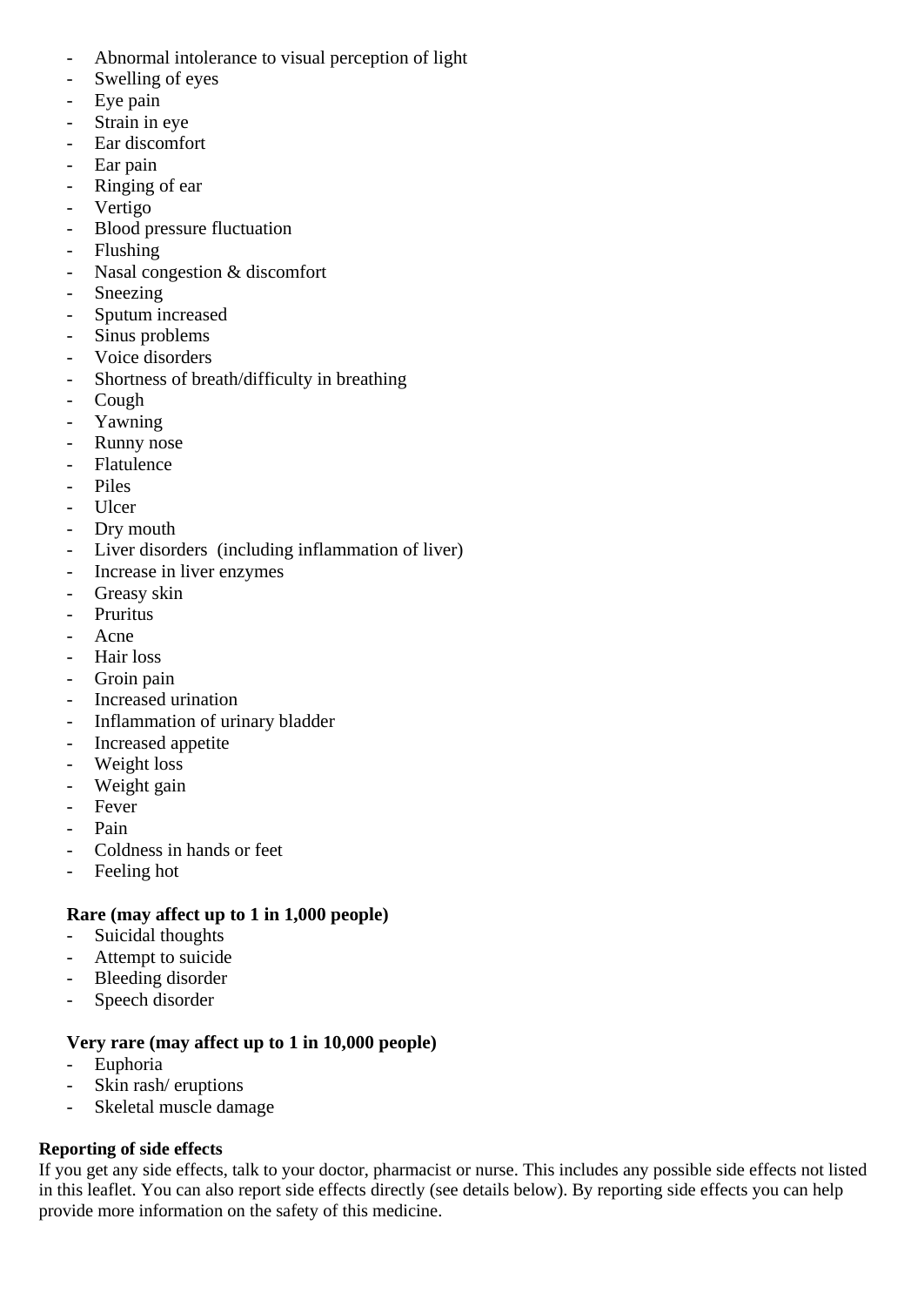- Abnormal intolerance to visual perception of light
- Swelling of eyes
- Eye pain
- Strain in eye
- Ear discomfort
- Ear pain
- Ringing of ear
- Vertigo
- Blood pressure fluctuation
- Flushing
- Nasal congestion & discomfort
- Sneezing
- Sputum increased
- Sinus problems
- Voice disorders
- Shortness of breath/difficulty in breathing
- Cough
- Yawning
- Runny nose
- Flatulence
- Piles
- Ulcer
- Dry mouth
- Liver disorders (including inflammation of liver)
- Increase in liver enzymes
- Greasy skin
- Pruritus
- Acne
- Hair loss
- Groin pain
- Increased urination
- Inflammation of urinary bladder
- Increased appetite
- Weight loss
- Weight gain
- Fever
- Pain
- Coldness in hands or feet
- Feeling hot

**Rare (may affect up to 1 in 1,000 people)**

- Suicidal thoughts
- Attempt to suicide
- Bleeding disorder
- Speech disorder

**Very rare (may affect up to 1 in 10,000 people)**

- Euphoria
- Skin rash/ eruptions
- Skeletal muscle damage

**Reporting of side effects**

If you get any side effects, talk to your doctor, pharmacist or nurse. This includes any possible side effects not listed in this leaflet. You can also report side effects directly (see details below). By reporting side effects you can help provide more information on the safety of this medicine.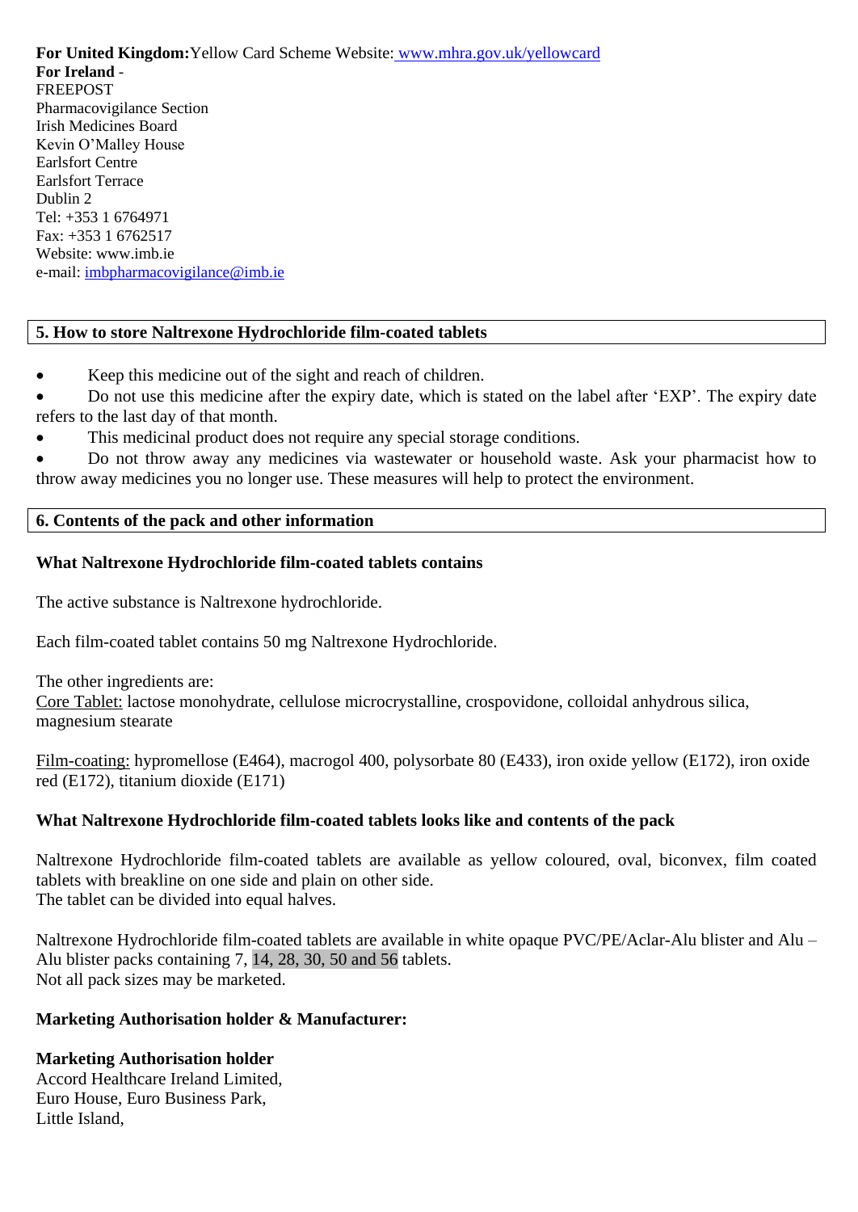**For United Kingdom:** Yellow Card Scheme Website: www.mhra.gov.uk/yellowcard
**For Ireland** -
FREEPOST
Pharmacovigilance Section
Irish Medicines Board
Kevin O'Malley House
Earlsfort Centre
Earlsfort Terrace
Dublin 2
Tel: +353 1 6764971
Fax: +353 1 6762517
Website: www.imb.ie
e-mail: imbpharmacovigilance@imb.ie

## 5. How to store Naltrexone Hydrochloride film-coated tablets

- Keep this medicine out of the sight and reach of children.
- Do not use this medicine after the expiry date, which is stated on the label after 'EXP'. The expiry date refers to the last day of that month.
- This medicinal product does not require any special storage conditions.
- Do not throw away any medicines via wastewater or household waste. Ask your pharmacist how to throw away medicines you no longer use. These measures will help to protect the environment.

## 6. Contents of the pack and other information

**What Naltrexone Hydrochloride film-coated tablets contains**

The active substance is Naltrexone hydrochloride.

Each film-coated tablet contains 50 mg Naltrexone Hydrochloride.

The other ingredients are:
Core Tablet: lactose monohydrate, cellulose microcrystalline, crospovidone, colloidal anhydrous silica, magnesium stearate

Film-coating: hypromellose (E464), macrogol 400, polysorbate 80 (E433), iron oxide yellow (E172), iron oxide red (E172), titanium dioxide (E171)

**What Naltrexone Hydrochloride film-coated tablets looks like and contents of the pack**

Naltrexone Hydrochloride film-coated tablets are available as yellow coloured, oval, biconvex, film coated tablets with breakline on one side and plain on other side.
The tablet can be divided into equal halves.

Naltrexone Hydrochloride film-coated tablets are available in white opaque PVC/PE/Aclar-Alu blister and Alu – Alu blister packs containing 7, 14, 28, 30, 50 and 56 tablets.
Not all pack sizes may be marketed.

**Marketing Authorisation holder & Manufacturer:**

**Marketing Authorisation holder**
Accord Healthcare Ireland Limited,
Euro House, Euro Business Park,
Little Island,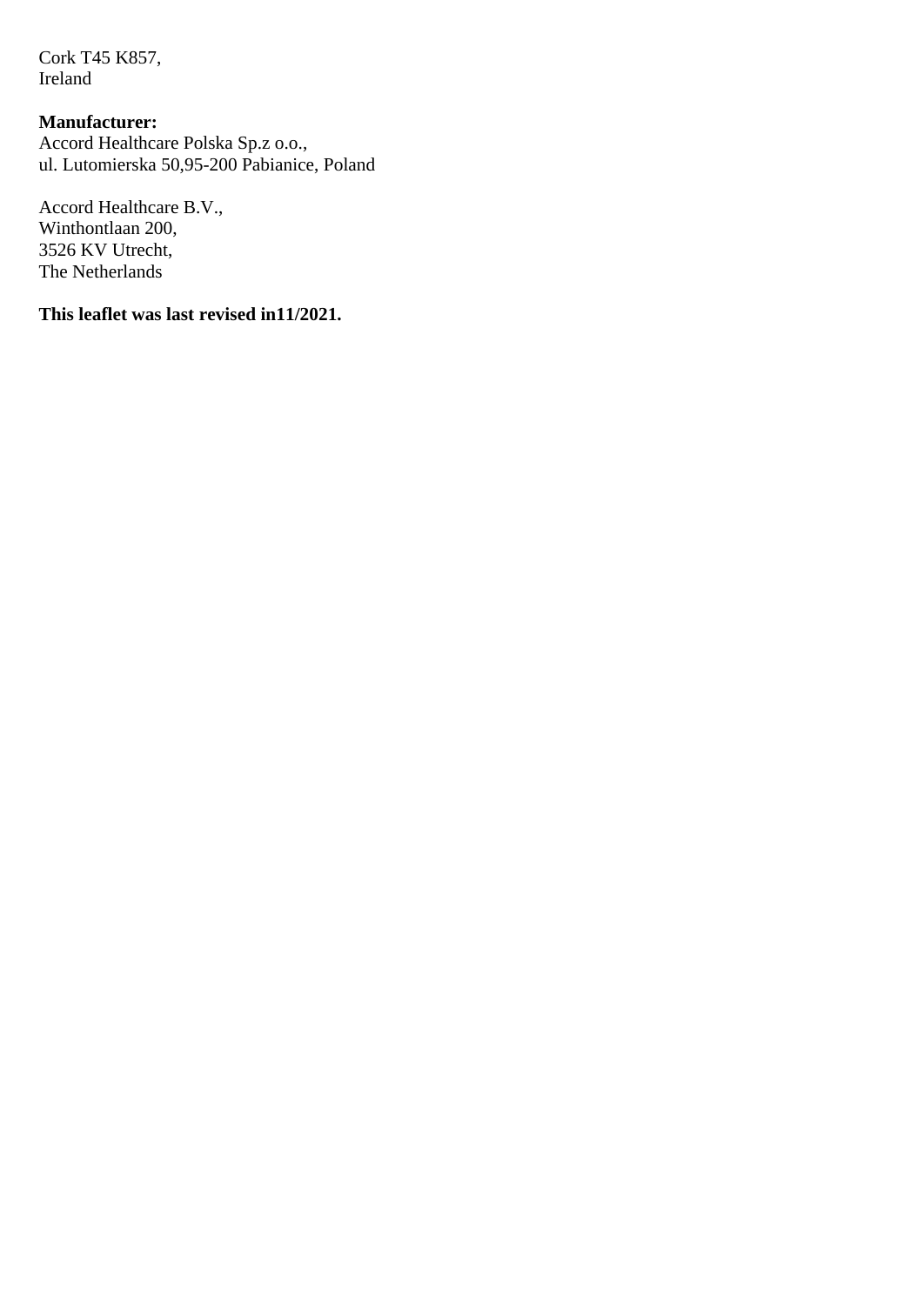Cork T45 K857,
Ireland

**Manufacturer:**
Accord Healthcare Polska Sp.z o.o.,
ul. Lutomierska 50,95-200 Pabianice, Poland

Accord Healthcare B.V.,
Winthontlaan 200,
3526 KV Utrecht,
The Netherlands

**This leaflet was last revised in11/2021.**